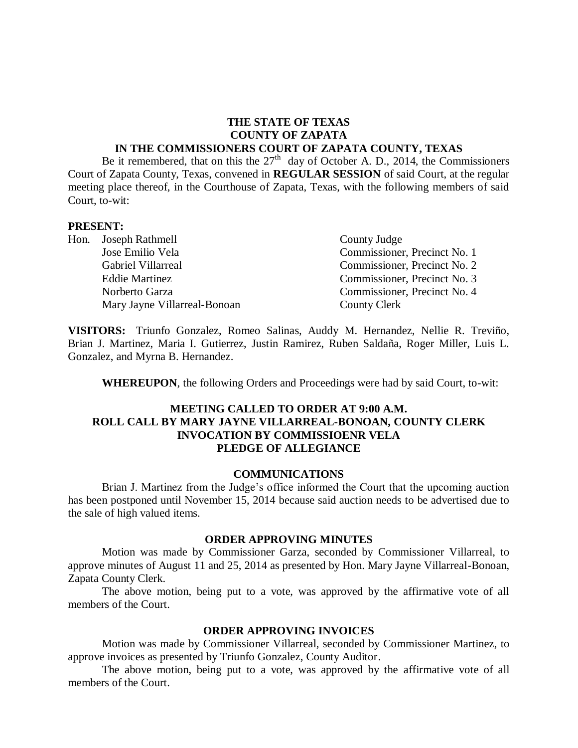**THE STATE OF TEXAS**
**COUNTY OF ZAPATA**
**IN THE COMMISSIONERS COURT OF ZAPATA COUNTY, TEXAS**

Be it remembered, that on this the 27th day of October A. D., 2014, the Commissioners Court of Zapata County, Texas, convened in **REGULAR SESSION** of said Court, at the regular meeting place thereof, in the Courthouse of Zapata, Texas, with the following members of said Court, to-wit:

**PRESENT:**

| | | |
|---|---|---|
| Hon. | Joseph Rathmell | County Judge |
| | Jose Emilio Vela | Commissioner, Precinct No. 1 |
| | Gabriel Villarreal | Commissioner, Precinct No. 2 |
| | Eddie Martinez | Commissioner, Precinct No. 3 |
| | Norberto Garza | Commissioner, Precinct No. 4 |
| | Mary Jayne Villarreal-Bonoan | County Clerk |

**VISITORS:** Triunfo Gonzalez, Romeo Salinas, Auddy M. Hernandez, Nellie R. Treviño, Brian J. Martinez, Maria I. Gutierrez, Justin Ramirez, Ruben Saldaña, Roger Miller, Luis L. Gonzalez, and Myrna B. Hernandez.

**WHEREUPON**, the following Orders and Proceedings were had by said Court, to-wit:

**MEETING CALLED TO ORDER AT 9:00 A.M.**
**ROLL CALL BY MARY JAYNE VILLARREAL-BONOAN, COUNTY CLERK**
**INVOCATION BY COMMISSIOENR VELA**
**PLEDGE OF ALLEGIANCE**

**COMMUNICATIONS**

Brian J. Martinez from the Judge's office informed the Court that the upcoming auction has been postponed until November 15, 2014 because said auction needs to be advertised due to the sale of high valued items.

**ORDER APPROVING MINUTES**

Motion was made by Commissioner Garza, seconded by Commissioner Villarreal, to approve minutes of August 11 and 25, 2014 as presented by Hon. Mary Jayne Villarreal-Bonoan, Zapata County Clerk.

The above motion, being put to a vote, was approved by the affirmative vote of all members of the Court.

**ORDER APPROVING INVOICES**

Motion was made by Commissioner Villarreal, seconded by Commissioner Martinez, to approve invoices as presented by Triunfo Gonzalez, County Auditor.

The above motion, being put to a vote, was approved by the affirmative vote of all members of the Court.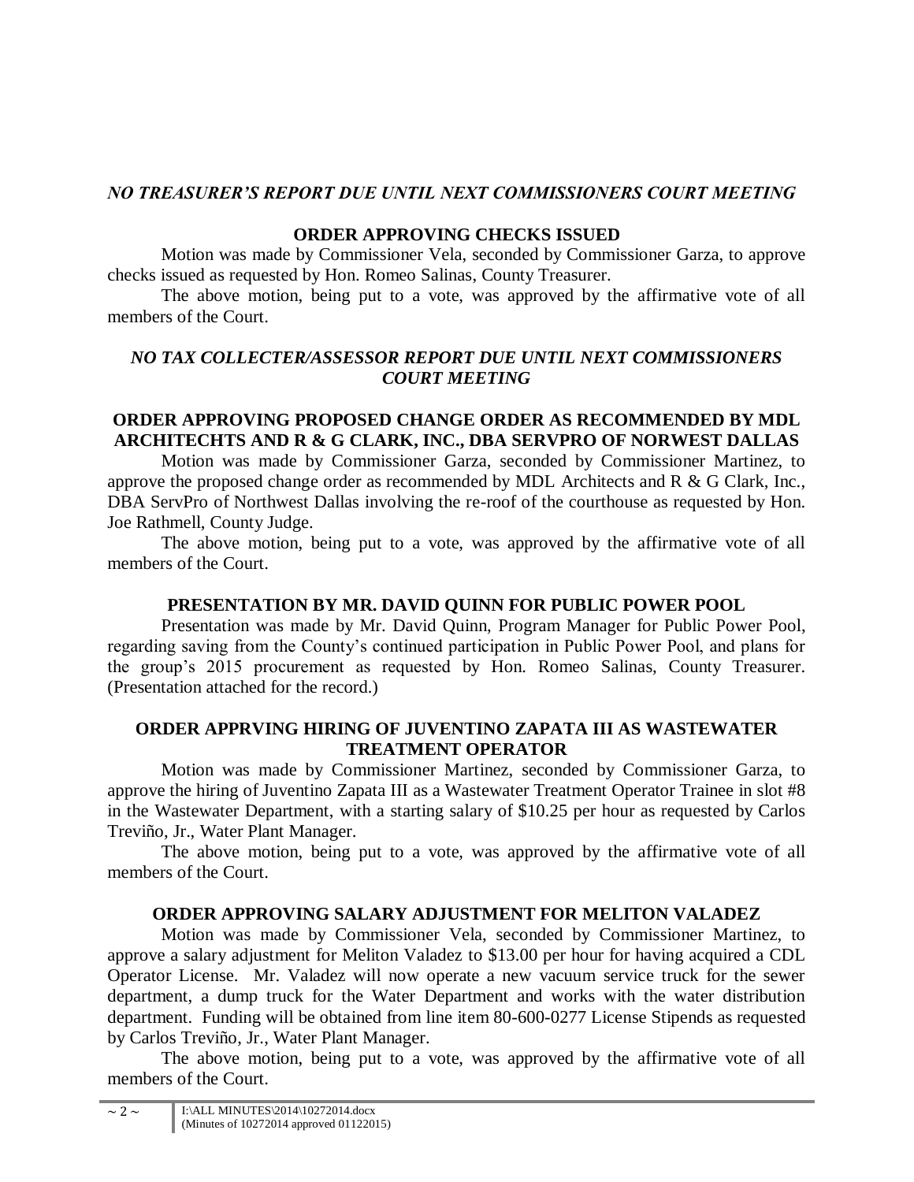***NO TREASURER'S REPORT DUE UNTIL NEXT COMMISSIONERS COURT MEETING***

**ORDER APPROVING CHECKS ISSUED**

Motion was made by Commissioner Vela, seconded by Commissioner Garza, to approve checks issued as requested by Hon. Romeo Salinas, County Treasurer.

The above motion, being put to a vote, was approved by the affirmative vote of all members of the Court.

***NO TAX COLLECTER/ASSESSOR REPORT DUE UNTIL NEXT COMMISSIONERS COURT MEETING***

**ORDER APPROVING PROPOSED CHANGE ORDER AS RECOMMENDED BY MDL ARCHITECHTS AND R & G CLARK, INC., DBA SERVPRO OF NORWEST DALLAS**

Motion was made by Commissioner Garza, seconded by Commissioner Martinez, to approve the proposed change order as recommended by MDL Architects and R & G Clark, Inc., DBA ServPro of Northwest Dallas involving the re-roof of the courthouse as requested by Hon. Joe Rathmell, County Judge.

The above motion, being put to a vote, was approved by the affirmative vote of all members of the Court.

**PRESENTATION BY MR. DAVID QUINN FOR PUBLIC POWER POOL**

Presentation was made by Mr. David Quinn, Program Manager for Public Power Pool, regarding saving from the County's continued participation in Public Power Pool, and plans for the group's 2015 procurement as requested by Hon. Romeo Salinas, County Treasurer. (Presentation attached for the record.)

**ORDER APPRVING HIRING OF JUVENTINO ZAPATA III AS WASTEWATER TREATMENT OPERATOR**

Motion was made by Commissioner Martinez, seconded by Commissioner Garza, to approve the hiring of Juventino Zapata III as a Wastewater Treatment Operator Trainee in slot #8 in the Wastewater Department, with a starting salary of $10.25 per hour as requested by Carlos Treviño, Jr., Water Plant Manager.

The above motion, being put to a vote, was approved by the affirmative vote of all members of the Court.

**ORDER APPROVING SALARY ADJUSTMENT FOR MELITON VALADEZ**

Motion was made by Commissioner Vela, seconded by Commissioner Martinez, to approve a salary adjustment for Meliton Valadez to $13.00 per hour for having acquired a CDL Operator License. Mr. Valadez will now operate a new vacuum service truck for the sewer department, a dump truck for the Water Department and works with the water distribution department. Funding will be obtained from line item 80-600-0277 License Stipends as requested by Carlos Treviño, Jr., Water Plant Manager.

The above motion, being put to a vote, was approved by the affirmative vote of all members of the Court.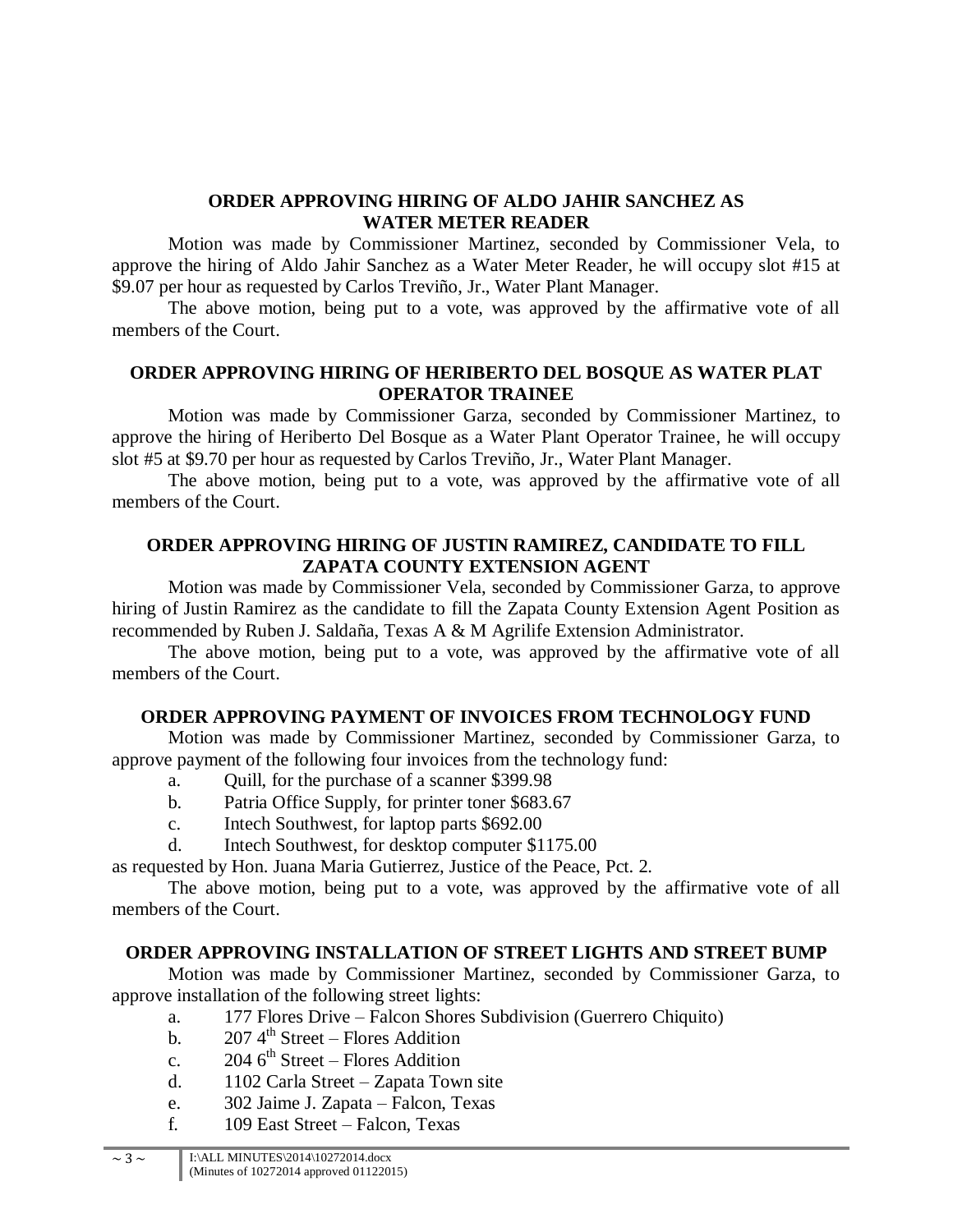**ORDER APPROVING HIRING OF ALDO JAHIR SANCHEZ AS WATER METER READER**

Motion was made by Commissioner Martinez, seconded by Commissioner Vela, to approve the hiring of Aldo Jahir Sanchez as a Water Meter Reader, he will occupy slot #15 at $9.07 per hour as requested by Carlos Treviño, Jr., Water Plant Manager.

The above motion, being put to a vote, was approved by the affirmative vote of all members of the Court.

**ORDER APPROVING HIRING OF HERIBERTO DEL BOSQUE AS WATER PLAT OPERATOR TRAINEE**

Motion was made by Commissioner Garza, seconded by Commissioner Martinez, to approve the hiring of Heriberto Del Bosque as a Water Plant Operator Trainee, he will occupy slot #5 at $9.70 per hour as requested by Carlos Treviño, Jr., Water Plant Manager.

The above motion, being put to a vote, was approved by the affirmative vote of all members of the Court.

**ORDER APPROVING HIRING OF JUSTIN RAMIREZ, CANDIDATE TO FILL ZAPATA COUNTY EXTENSION AGENT**

Motion was made by Commissioner Vela, seconded by Commissioner Garza, to approve hiring of Justin Ramirez as the candidate to fill the Zapata County Extension Agent Position as recommended by Ruben J. Saldaña, Texas A & M Agrilife Extension Administrator.

The above motion, being put to a vote, was approved by the affirmative vote of all members of the Court.

**ORDER APPROVING PAYMENT OF INVOICES FROM TECHNOLOGY FUND**

Motion was made by Commissioner Martinez, seconded by Commissioner Garza, to approve payment of the following four invoices from the technology fund:

a. Quill, for the purchase of a scanner $399.98
b. Patria Office Supply, for printer toner $683.67
c. Intech Southwest, for laptop parts $692.00
d. Intech Southwest, for desktop computer $1175.00

as requested by Hon. Juana Maria Gutierrez, Justice of the Peace, Pct. 2.

The above motion, being put to a vote, was approved by the affirmative vote of all members of the Court.

**ORDER APPROVING INSTALLATION OF STREET LIGHTS AND STREET BUMP**

Motion was made by Commissioner Martinez, seconded by Commissioner Garza, to approve installation of the following street lights:

a. 177 Flores Drive – Falcon Shores Subdivision (Guerrero Chiquito)
b. 207 4th Street – Flores Addition
c. 204 6th Street – Flores Addition
d. 1102 Carla Street – Zapata Town site
e. 302 Jaime J. Zapata – Falcon, Texas
f. 109 East Street – Falcon, Texas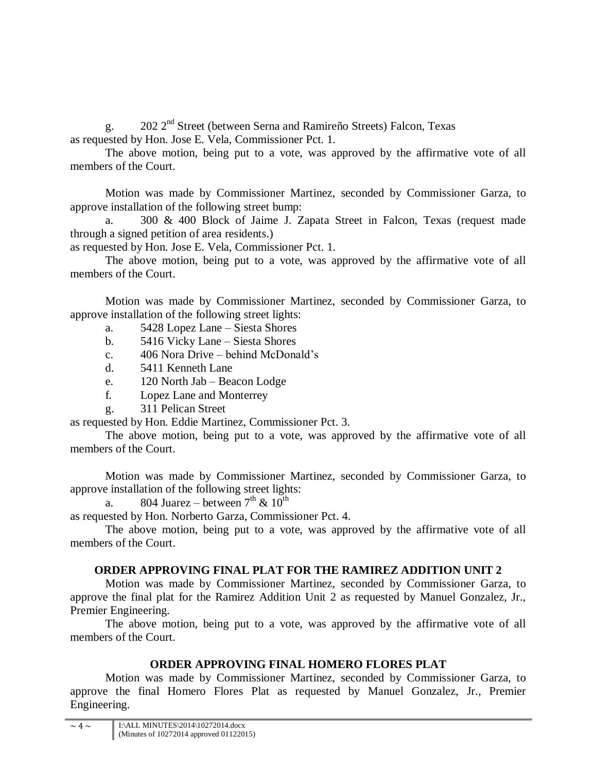g. 202 2nd Street (between Serna and Ramireño Streets) Falcon, Texas
as requested by Hon. Jose E. Vela, Commissioner Pct. 1.

The above motion, being put to a vote, was approved by the affirmative vote of all members of the Court.

Motion was made by Commissioner Martinez, seconded by Commissioner Garza, to approve installation of the following street bump:

a. 300 & 400 Block of Jaime J. Zapata Street in Falcon, Texas (request made through a signed petition of area residents.)

as requested by Hon. Jose E. Vela, Commissioner Pct. 1.

The above motion, being put to a vote, was approved by the affirmative vote of all members of the Court.

Motion was made by Commissioner Martinez, seconded by Commissioner Garza, to approve installation of the following street lights:

a. 5428 Lopez Lane – Siesta Shores
b. 5416 Vicky Lane – Siesta Shores
c. 406 Nora Drive – behind McDonald's
d. 5411 Kenneth Lane
e. 120 North Jab – Beacon Lodge
f. Lopez Lane and Monterrey
g. 311 Pelican Street

as requested by Hon. Eddie Martinez, Commissioner Pct. 3.

The above motion, being put to a vote, was approved by the affirmative vote of all members of the Court.

Motion was made by Commissioner Martinez, seconded by Commissioner Garza, to approve installation of the following street lights:

a. 804 Juarez – between 7th & 10th

as requested by Hon. Norberto Garza, Commissioner Pct. 4.

The above motion, being put to a vote, was approved by the affirmative vote of all members of the Court.

## ORDER APPROVING FINAL PLAT FOR THE RAMIREZ ADDITION UNIT 2

Motion was made by Commissioner Martinez, seconded by Commissioner Garza, to approve the final plat for the Ramirez Addition Unit 2 as requested by Manuel Gonzalez, Jr., Premier Engineering.

The above motion, being put to a vote, was approved by the affirmative vote of all members of the Court.

## ORDER APPROVING FINAL HOMERO FLORES PLAT

Motion was made by Commissioner Martinez, seconded by Commissioner Garza, to approve the final Homero Flores Plat as requested by Manuel Gonzalez, Jr., Premier Engineering.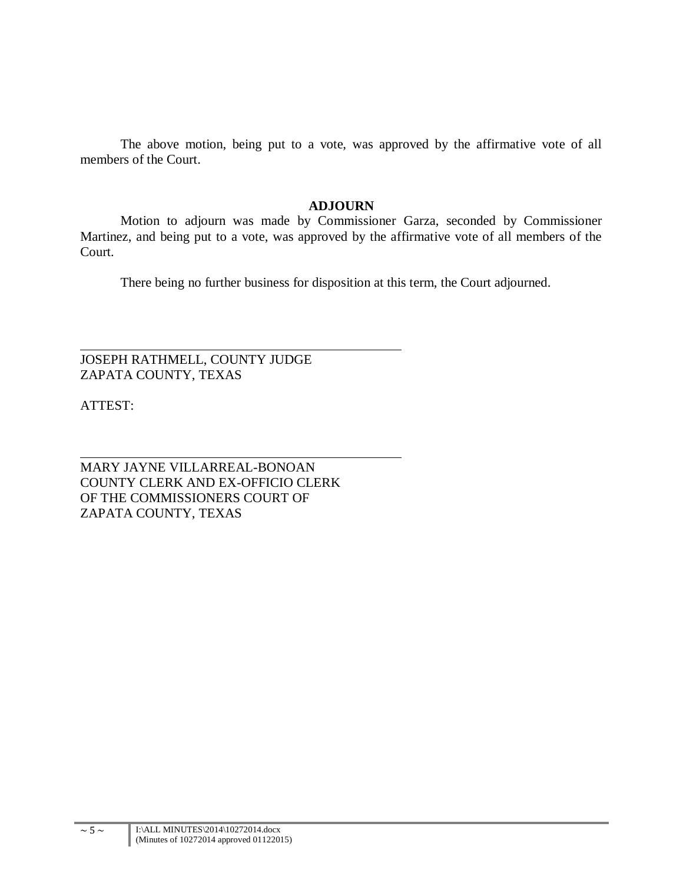The above motion, being put to a vote, was approved by the affirmative vote of all members of the Court.

**ADJOURN**

Motion to adjourn was made by Commissioner Garza, seconded by Commissioner Martinez, and being put to a vote, was approved by the affirmative vote of all members of the Court.

There being no further business for disposition at this term, the Court adjourned.

\_\_\_\_\_\_\_\_\_\_\_\_\_\_\_\_\_\_\_\_\_\_\_\_\_\_\_\_\_\_\_\_\_\_\_\_\_\_\_\_
JOSEPH RATHMELL, COUNTY JUDGE
ZAPATA COUNTY, TEXAS

ATTEST:

\_\_\_\_\_\_\_\_\_\_\_\_\_\_\_\_\_\_\_\_\_\_\_\_\_\_\_\_\_\_\_\_\_\_\_\_\_\_\_\_
MARY JAYNE VILLARREAL-BONOAN
COUNTY CLERK AND EX-OFFICIO CLERK
OF THE COMMISSIONERS COURT OF
ZAPATA COUNTY, TEXAS